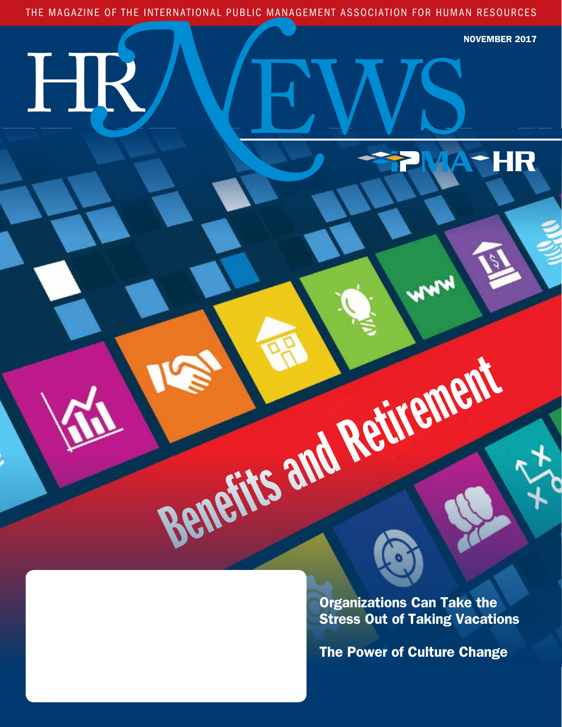THE MAGAZINE OF THE INTERNATIONAL PUBLIC MANAGEMENT ASSOCIATION FOR HUMAN RESOURCES

NOVEMBER 2017

# HR NEWS

IPMA-HR

## Benefits and Retirement

**Organizations Can Take the Stress Out of Taking Vacations**

**The Power of Culture Change**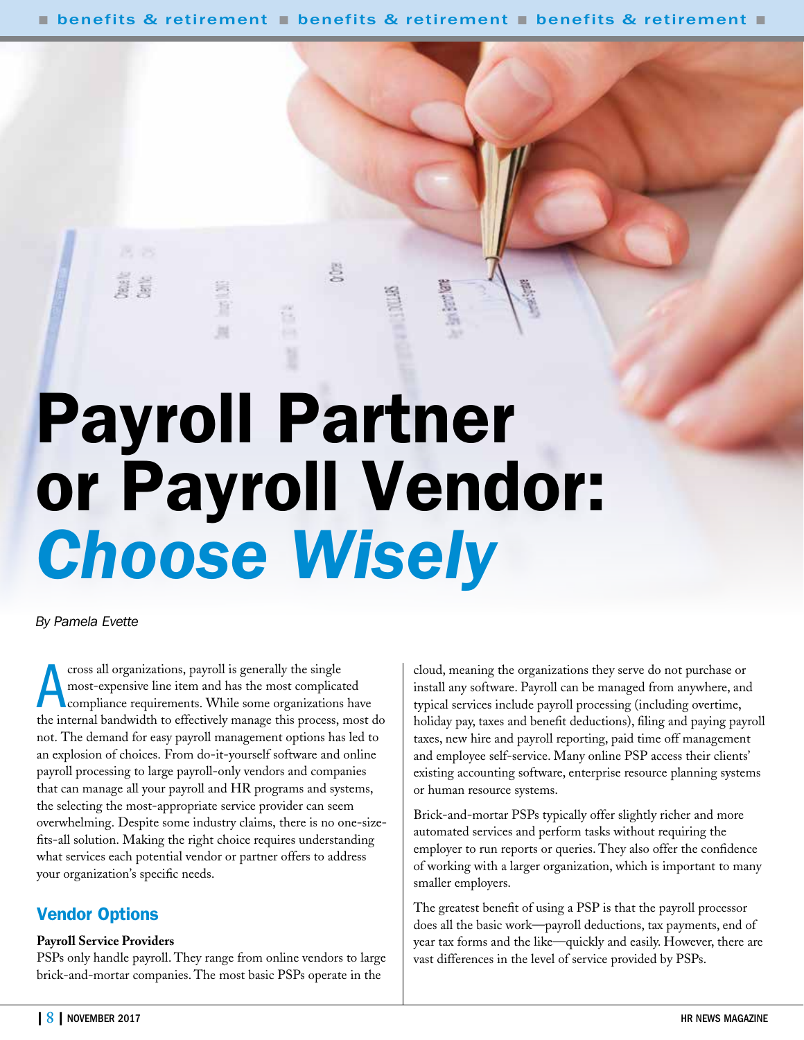# Payroll Partner or Payroll Vendor: *Choose Wisely*

*By Pamela Evette*

Across all organizations, payroll is generally the single most-expensive line item and has the most complicated compliance requirements. While some organizations have the internal bandwidth to effectively manage this process, most do not. The demand for easy payroll management options has led to an explosion of choices. From do-it-yourself software and online payroll processing to large payroll-only vendors and companies that can manage all your payroll and HR programs and systems, the selecting the most-appropriate service provider can seem overwhelming. Despite some industry claims, there is no one-size-fits-all solution. Making the right choice requires understanding what services each potential vendor or partner offers to address your organization's specific needs.

## Vendor Options

**Payroll Service Providers**

PSPs only handle payroll. They range from online vendors to large brick-and-mortar companies. The most basic PSPs operate in the cloud, meaning the organizations they serve do not purchase or install any software. Payroll can be managed from anywhere, and typical services include payroll processing (including overtime, holiday pay, taxes and benefit deductions), filing and paying payroll taxes, new hire and payroll reporting, paid time off management and employee self-service. Many online PSP access their clients' existing accounting software, enterprise resource planning systems or human resource systems.

Brick-and-mortar PSPs typically offer slightly richer and more automated services and perform tasks without requiring the employer to run reports or queries. They also offer the confidence of working with a larger organization, which is important to many smaller employers.

The greatest benefit of using a PSP is that the payroll processor does all the basic work—payroll deductions, tax payments, end of year tax forms and the like—quickly and easily. However, there are vast differences in the level of service provided by PSPs.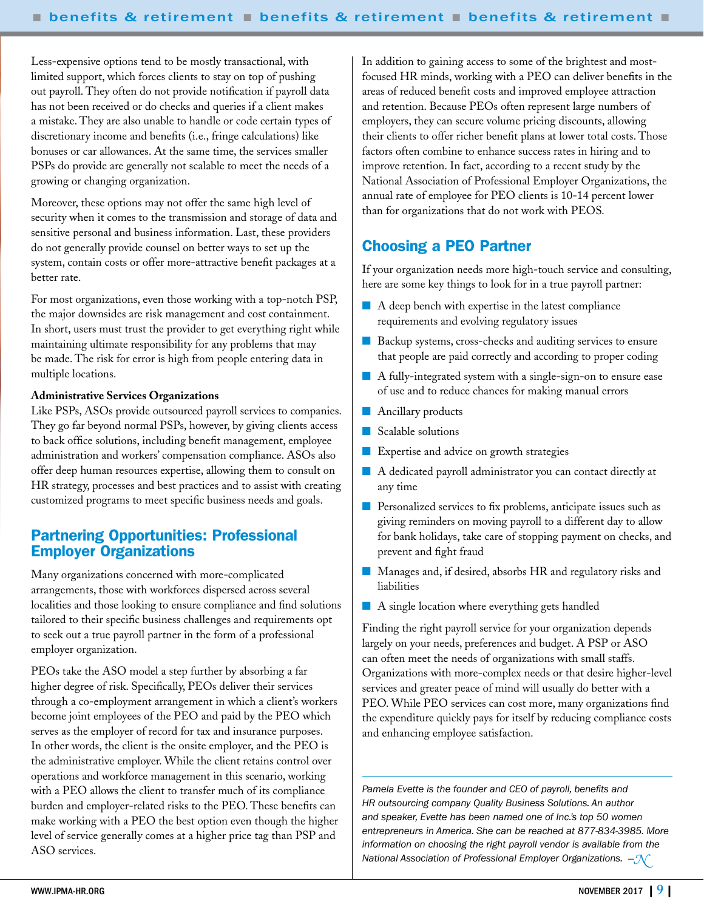Less-expensive options tend to be mostly transactional, with limited support, which forces clients to stay on top of pushing out payroll. They often do not provide notification if payroll data has not been received or do checks and queries if a client makes a mistake. They are also unable to handle or code certain types of discretionary income and benefits (i.e., fringe calculations) like bonuses or car allowances. At the same time, the services smaller PSPs do provide are generally not scalable to meet the needs of a growing or changing organization.

Moreover, these options may not offer the same high level of security when it comes to the transmission and storage of data and sensitive personal and business information. Last, these providers do not generally provide counsel on better ways to set up the system, contain costs or offer more-attractive benefit packages at a better rate.

For most organizations, even those working with a top-notch PSP, the major downsides are risk management and cost containment. In short, users must trust the provider to get everything right while maintaining ultimate responsibility for any problems that may be made. The risk for error is high from people entering data in multiple locations.

**Administrative Services Organizations**

Like PSPs, ASOs provide outsourced payroll services to companies. They go far beyond normal PSPs, however, by giving clients access to back office solutions, including benefit management, employee administration and workers' compensation compliance. ASOs also offer deep human resources expertise, allowing them to consult on HR strategy, processes and best practices and to assist with creating customized programs to meet specific business needs and goals.

## Partnering Opportunities: Professional Employer Organizations

Many organizations concerned with more-complicated arrangements, those with workforces dispersed across several localities and those looking to ensure compliance and find solutions tailored to their specific business challenges and requirements opt to seek out a true payroll partner in the form of a professional employer organization.

PEOs take the ASO model a step further by absorbing a far higher degree of risk. Specifically, PEOs deliver their services through a co-employment arrangement in which a client's workers become joint employees of the PEO and paid by the PEO which serves as the employer of record for tax and insurance purposes. In other words, the client is the onsite employer, and the PEO is the administrative employer. While the client retains control over operations and workforce management in this scenario, working with a PEO allows the client to transfer much of its compliance burden and employer-related risks to the PEO. These benefits can make working with a PEO the best option even though the higher level of service generally comes at a higher price tag than PSP and ASO services.

In addition to gaining access to some of the brightest and most-focused HR minds, working with a PEO can deliver benefits in the areas of reduced benefit costs and improved employee attraction and retention. Because PEOs often represent large numbers of employers, they can secure volume pricing discounts, allowing their clients to offer richer benefit plans at lower total costs. Those factors often combine to enhance success rates in hiring and to improve retention. In fact, according to a recent study by the National Association of Professional Employer Organizations, the annual rate of employee for PEO clients is 10-14 percent lower than for organizations that do not work with PEOS.

## Choosing a PEO Partner

If your organization needs more high-touch service and consulting, here are some key things to look for in a true payroll partner:

- A deep bench with expertise in the latest compliance requirements and evolving regulatory issues
- Backup systems, cross-checks and auditing services to ensure that people are paid correctly and according to proper coding
- A fully-integrated system with a single-sign-on to ensure ease of use and to reduce chances for making manual errors
- Ancillary products
- Scalable solutions
- Expertise and advice on growth strategies
- A dedicated payroll administrator you can contact directly at any time
- Personalized services to fix problems, anticipate issues such as giving reminders on moving payroll to a different day to allow for bank holidays, take care of stopping payment on checks, and prevent and fight fraud
- Manages and, if desired, absorbs HR and regulatory risks and liabilities
- A single location where everything gets handled

Finding the right payroll service for your organization depends largely on your needs, preferences and budget. A PSP or ASO can often meet the needs of organizations with small staffs. Organizations with more-complex needs or that desire higher-level services and greater peace of mind will usually do better with a PEO. While PEO services can cost more, many organizations find the expenditure quickly pays for itself by reducing compliance costs and enhancing employee satisfaction.

---

*Pamela Evette is the founder and CEO of payroll, benefits and HR outsourcing company Quality Business Solutions. An author and speaker, Evette has been named one of Inc.'s top 50 women entrepreneurs in America. She can be reached at 877-834-3985. More information on choosing the right payroll vendor is available from the National Association of Professional Employer Organizations.*